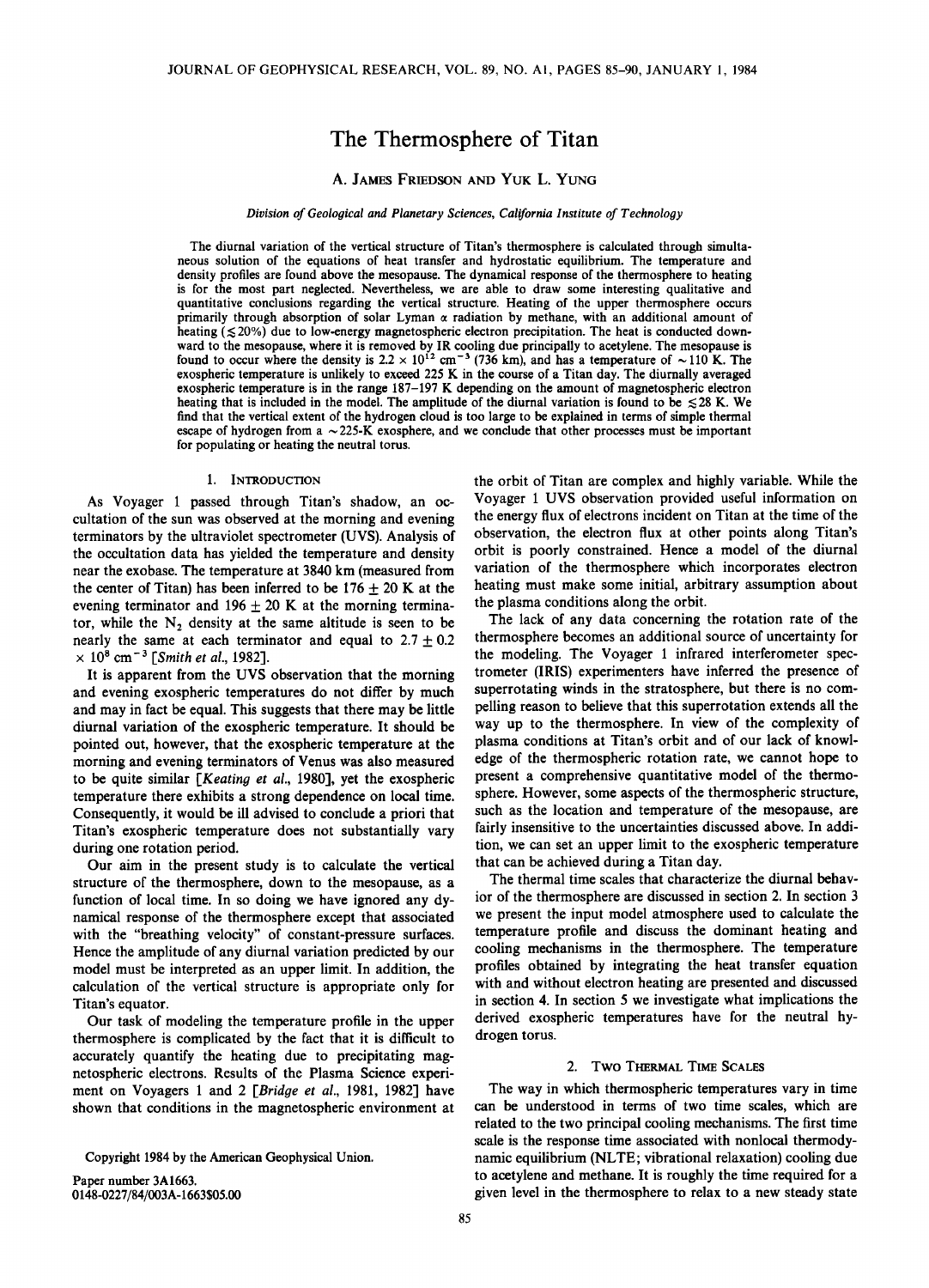# The Thermosphere of Titan

A. JAMES FRIEDSON AND YUK L. YUNG

*Division of Geological and Planetary Sciences, California Institute of Technology*

The diurnal variation of the vertical structure of Titan's thermosphere is calculated through simultaneous solution of the equations of heat transfer and hydrostatic equilibrium. The temperature and density profiles are found above the mesopause. The dynamical response of the thermosphere to heating is for the most part neglected. Nevertheless, we are able to draw some interesting qualitative and quantitative conclusions regarding the vertical structure. Heating of the upper thermosphere occurs primarily through absorption of solar Lyman $\alpha$ radiation by methane, with an additional amount of heating ($\lesssim 20\%$) due to low-energy magnetospheric electron precipitation. The heat is conducted downward to the mesopause, where it is removed by IR cooling due principally to acetylene. The mesopause is found to occur where the density is $2.2 \times 10^{12}$ cm$^{-3}$ (736 km), and has a temperature of $\sim 110$ K. The exospheric temperature is unlikely to exceed 225 K in the course of a Titan day. The diurnally averaged exospheric temperature is in the range 187–197 K depending on the amount of magnetospheric electron heating that is included in the model. The amplitude of the diurnal variation is found to be $\lesssim 28$ K. We find that the vertical extent of the hydrogen cloud is too large to be explained in terms of simple thermal escape of hydrogen from a $\sim 225$-K exosphere, and we conclude that other processes must be important for populating or heating the neutral torus.

## 1. INTRODUCTION

As Voyager 1 passed through Titan's shadow, an occultation of the sun was observed at the morning and evening terminators by the ultraviolet spectrometer (UVS). Analysis of the occultation data has yielded the temperature and density near the exobase. The temperature at 3840 km (measured from the center of Titan) has been inferred to be $176 \pm 20$ K at the evening terminator and $196 \pm 20$ K at the morning terminator, while the $N_2$ density at the same altitude is seen to be nearly the same at each terminator and equal to $2.7 \pm 0.2 \times 10^8$ cm$^{-3}$ [*Smith et al.*, 1982].

It is apparent from the UVS observation that the morning and evening exospheric temperatures do not differ by much and may in fact be equal. This suggests that there may be little diurnal variation of the exospheric temperature. It should be pointed out, however, that the exospheric temperature at the morning and evening terminators of Venus was also measured to be quite similar [*Keating et al.*, 1980], yet the exospheric temperature there exhibits a strong dependence on local time. Consequently, it would be ill advised to conclude a priori that Titan's exospheric temperature does not substantially vary during one rotation period.

Our aim in the present study is to calculate the vertical structure of the thermosphere, down to the mesopause, as a function of local time. In so doing we have ignored any dynamical response of the thermosphere except that associated with the "breathing velocity" of constant-pressure surfaces. Hence the amplitude of any diurnal variation predicted by our model must be interpreted as an upper limit. In addition, the calculation of the vertical structure is appropriate only for Titan's equator.

Our task of modeling the temperature profile in the upper thermosphere is complicated by the fact that it is difficult to accurately quantify the heating due to precipitating magnetospheric electrons. Results of the Plasma Science experiment on Voyagers 1 and 2 [*Bridge et al.*, 1981, 1982] have shown that conditions in the magnetospheric environment at the orbit of Titan are complex and highly variable. While the Voyager 1 UVS observation provided useful information on the energy flux of electrons incident on Titan at the time of the observation, the electron flux at other points along Titan's orbit is poorly constrained. Hence a model of the diurnal variation of the thermosphere which incorporates electron heating must make some initial, arbitrary assumption about the plasma conditions along the orbit.

The lack of any data concerning the rotation rate of the thermosphere becomes an additional source of uncertainty for the modeling. The Voyager 1 infrared interferometer spectrometer (IRIS) experimenters have inferred the presence of superrotating winds in the stratosphere, but there is no compelling reason to believe that this superrotation extends all the way up to the thermosphere. In view of the complexity of plasma conditions at Titan's orbit and of our lack of knowledge of the thermospheric rotation rate, we cannot hope to present a comprehensive quantitative model of the thermosphere. However, some aspects of the thermospheric structure, such as the location and temperature of the mesopause, are fairly insensitive to the uncertainties discussed above. In addition, we can set an upper limit to the exospheric temperature that can be achieved during a Titan day.

The thermal time scales that characterize the diurnal behavior of the thermosphere are discussed in section 2. In section 3 we present the input model atmosphere used to calculate the temperature profile and discuss the dominant heating and cooling mechanisms in the thermosphere. The temperature profiles obtained by integrating the heat transfer equation with and without electron heating are presented and discussed in section 4. In section 5 we investigate what implications the derived exospheric temperatures have for the neutral hydrogen torus.

## 2. TWO THERMAL TIME SCALES

The way in which thermospheric temperatures vary in time can be understood in terms of two time scales, which are related to the two principal cooling mechanisms. The first time scale is the response time associated with nonlocal thermodynamic equilibrium (NLTE; vibrational relaxation) cooling due to acetylene and methane. It is roughly the time required for a given level in the thermosphere to relax to a new steady state

Copyright 1984 by the American Geophysical Union.

Paper number 3A1663.
0148-0227/84/003A-1663$05.00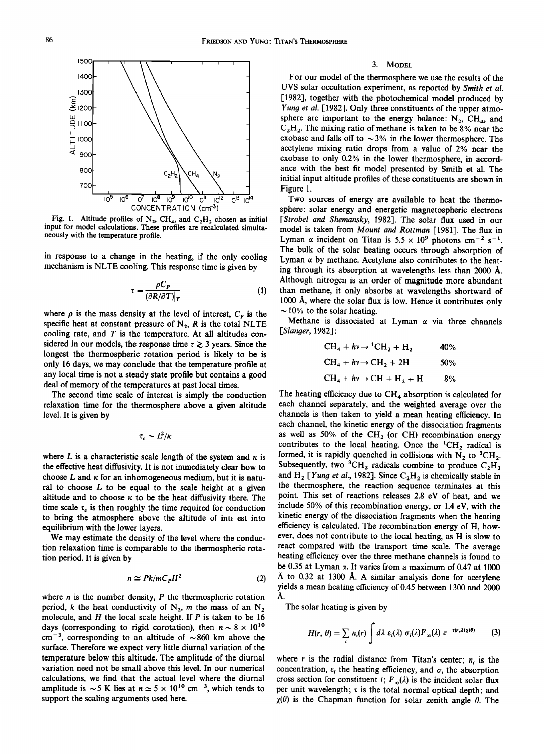Fig. 1. Altitude profiles of $N_2$, $CH_4$, and $C_2H_2$ chosen as initial input for model calculations. These profiles are recalculated simultaneously with the temperature profile.

in response to a change in the heating, if the only cooling mechanism is NLTE cooling. This response time is given by

$$\tau = \frac{\rho C_P}{(\partial R/\partial T)|_T} \tag{1}$$

where $\rho$ is the mass density at the level of interest, $C_P$ is the specific heat at constant pressure of $N_2$, $R$ is the total NLTE cooling rate, and $T$ is the temperature. At all altitudes considered in our models, the response time $\tau \gtrsim 3$ years. Since the longest the thermospheric rotation period is likely to be is only 16 days, we may conclude that the temperature profile at any local time is not a steady state profile but contains a good deal of memory of the temperatures at past local times.

The second time scale of interest is simply the conduction relaxation time for the thermosphere above a given altitude level. It is given by

$$\tau_c \sim L^2/\kappa$$

where $L$ is a characteristic scale length of the system and $\kappa$ is the effective heat diffusivity. It is not immediately clear how to choose $L$ and $\kappa$ for an inhomogeneous medium, but it is natural to choose $L$ to be equal to the scale height at a given altitude and to choose $\kappa$ to be the heat diffusivity there. The time scale $\tau_c$ is then roughly the time required for conduction to bring the atmosphere above the altitude of inte est into equilibrium with the lower layers.

We may estimate the density of the level where the conduction relaxation time is comparable to the thermospheric rotation period. It is given by

$$n \cong Pk/mC_P H^2 \tag{2}$$

where $n$ is the number density, $P$ the thermospheric rotation period, $k$ the heat conductivity of $N_2$, $m$ the mass of an $N_2$ molecule, and $H$ the local scale height. If $P$ is taken to be 16 days (corresponding to rigid corotation), then $n \sim 8 \times 10^{10}$ cm$^{-3}$, corresponding to an altitude of ~860 km above the surface. Therefore we expect very little diurnal variation of the temperature below this altitude. The amplitude of the diurnal variation need not be small above this level. In our numerical calculations, we find that the actual level where the diurnal amplitude is ~5 K lies at $n \simeq 5 \times 10^{10}$ cm$^{-3}$, which tends to support the scaling arguments used here.

## 3. Model

For our model of the thermosphere we use the results of the UVS solar occultation experiment, as reported by *Smith et al.* [1982], together with the photochemical model produced by *Yung et al.* [1982]. Only three constituents of the upper atmosphere are important to the energy balance: $N_2$, $CH_4$, and $C_2H_2$. The mixing ratio of methane is taken to be 8% near the exobase and falls off to ~3% in the lower thermosphere. The acetylene mixing ratio drops from a value of 2% near the exobase to only 0.2% in the lower thermosphere, in accordance with the best fit model presented by Smith et al. The initial input altitude profiles of these constituents are shown in Figure 1.

Two sources of energy are available to heat the thermosphere: solar energy and energetic magnetospheric electrons [*Strobel and Shemansky*, 1982]. The solar flux used in our model is taken from *Mount and Rottman* [1981]. The flux in Lyman α incident on Titan is $5.5 \times 10^9$ photons cm$^{-2}$ s$^{-1}$. The bulk of the solar heating occurs through absorption of Lyman α by methane. Acetylene also contributes to the heating through its absorption at wavelengths less than 2000 Å. Although nitrogen is an order of magnitude more abundant than methane, it only absorbs at wavelengths shortward of 1000 Å, where the solar flux is low. Hence it contributes only ~10% to the solar heating.

Methane is dissociated at Lyman α via three channels [*Slanger*, 1982]:

$$CH_4 + h\nu \rightarrow {}^1CH_2 + H_2 \qquad 40\%$$

$$CH_4 + h\nu \rightarrow CH_2 + 2H \qquad 50\%$$

$$CH_4 + h\nu \rightarrow CH + H_2 + H \qquad 8\%$$

The heating efficiency due to $CH_4$ absorption is calculated for each channel separately, and the weighted average over the channels is then taken to yield a mean heating efficiency. In each channel, the kinetic energy of the dissociation fragments as well as 50% of the $CH_2$ (or CH) recombination energy contributes to the local heating. Once the $^1CH_2$ radical is formed, it is rapidly quenched in collisions with $N_2$ to $^3CH_2$. Subsequently, two $^3CH_2$ radicals combine to produce $C_2H_2$ and $H_2$ [*Yung et al.*, 1982]. Since $C_2H_2$ is chemically stable in the thermosphere, the reaction sequence terminates at this point. This set of reactions releases 2.8 eV of heat, and we include 50% of this recombination energy, or 1.4 eV, with the kinetic energy of the dissociation fragments when the heating efficiency is calculated. The recombination energy of H, however, does not contribute to the local heating, as H is slow to react compared with the transport time scale. The average heating efficiency over the three methane channels is found to be 0.35 at Lyman α. It varies from a maximum of 0.47 at 1000 Å to 0.32 at 1300 Å. A similar analysis done for acetylene yields a mean heating efficiency of 0.45 between 1300 and 2000 Å.

The solar heating is given by

$$H(r, \theta) = \sum_i n_i(r) \int d\lambda\ \varepsilon_i(\lambda)\ \sigma_i(\lambda) F_\infty(\lambda)\ e^{-\tau(r,\lambda)\chi(\theta)} \tag{3}$$

where $r$ is the radial distance from Titan's center; $n_i$ is the concentration, $\varepsilon_i$ the heating efficiency, and $\sigma_i$ the absorption cross section for constituent $i$; $F_\infty(\lambda)$ is the incident solar flux per unit wavelength; $\tau$ is the total normal optical depth; and $\chi(\theta)$ is the Chapman function for solar zenith angle $\theta$. The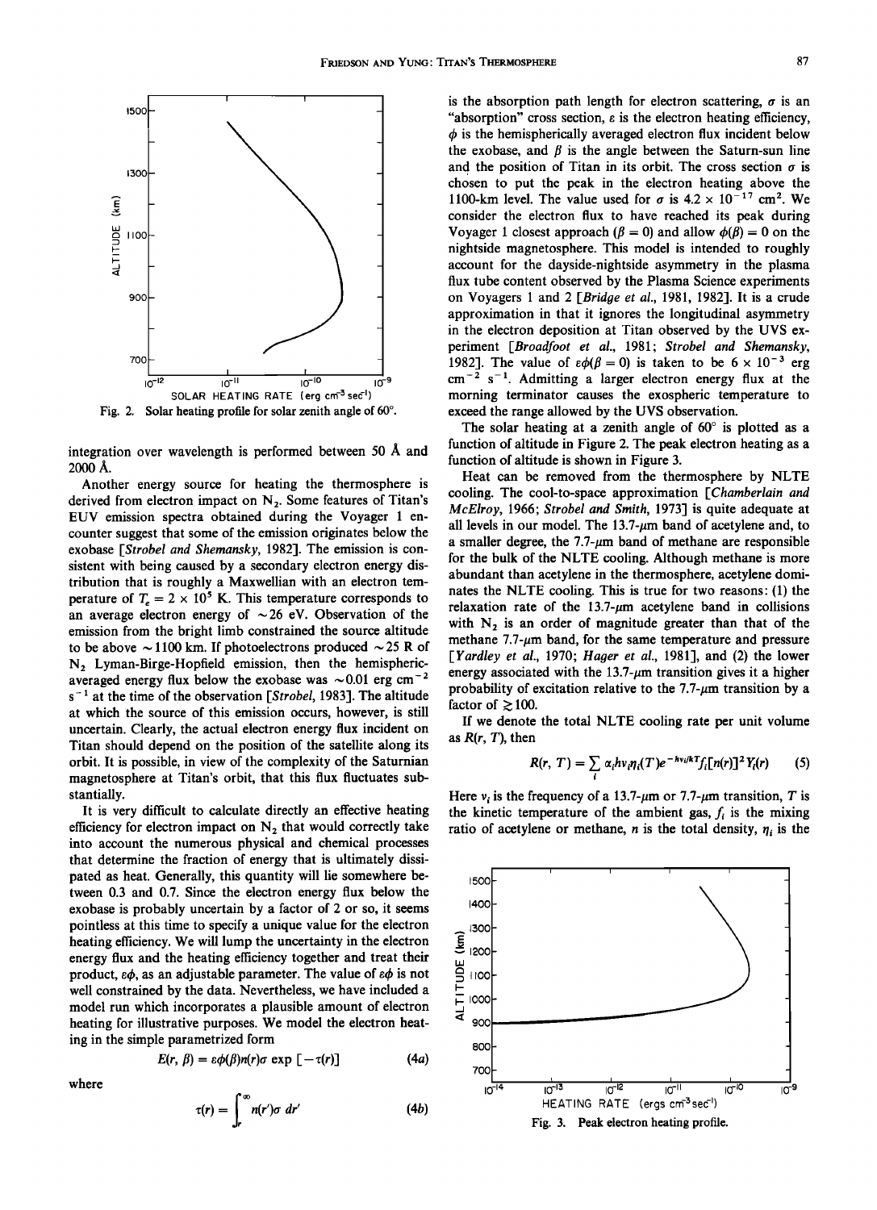Fig. 2. Solar heating profile for solar zenith angle of 60°.

integration over wavelength is performed between 50 Å and 2000 Å.

Another energy source for heating the thermosphere is derived from electron impact on $N_2$. Some features of Titan's EUV emission spectra obtained during the Voyager 1 encounter suggest that some of the emission originates below the exobase [*Strobel and Shemansky*, 1982]. The emission is consistent with being caused by a secondary electron energy distribution that is roughly a Maxwellian with an electron temperature of $T_e = 2 \times 10^5$ K. This temperature corresponds to an average electron energy of ~26 eV. Observation of the emission from the bright limb constrained the source altitude to be above ~1100 km. If photoelectrons produced ~25 R of $N_2$ Lyman-Birge-Hopfield emission, then the hemispheric-averaged energy flux below the exobase was ~0.01 erg cm$^{-2}$ s$^{-1}$ at the time of the observation [*Strobel*, 1983]. The altitude at which the source of this emission occurs, however, is still uncertain. Clearly, the actual electron energy flux incident on Titan should depend on the position of the satellite along its orbit. It is possible, in view of the complexity of the Saturnian magnetosphere at Titan's orbit, that this flux fluctuates substantially.

It is very difficult to calculate directly an effective heating efficiency for electron impact on $N_2$ that would correctly take into account the numerous physical and chemical processes that determine the fraction of energy that is ultimately dissipated as heat. Generally, this quantity will lie somewhere between 0.3 and 0.7. Since the electron energy flux below the exobase is probably uncertain by a factor of 2 or so, it seems pointless at this time to specify a unique value for the electron heating efficiency. We will lump the uncertainty in the electron energy flux and the heating efficiency together and treat their product, $\varepsilon\phi$, as an adjustable parameter. The value of $\varepsilon\phi$ is not well constrained by the data. Nevertheless, we have included a model run which incorporates a plausible amount of electron heating for illustrative purposes. We model the electron heating in the simple parametrized form

$$E(r, \beta) = \varepsilon\phi(\beta)n(r)\sigma \exp\left[-\tau(r)\right] \tag{4a}$$

where

$$\tau(r) = \int_r^\infty n(r')\sigma \, dr' \tag{4b}$$

is the absorption path length for electron scattering, $\sigma$ is an "absorption" cross section, $\varepsilon$ is the electron heating efficiency, $\phi$ is the hemispherically averaged electron flux incident below the exobase, and $\beta$ is the angle between the Saturn-sun line and the position of Titan in its orbit. The cross section $\sigma$ is chosen to put the peak in the electron heating above the 1100-km level. The value used for $\sigma$ is $4.2 \times 10^{-17}$ cm$^2$. We consider the electron flux to have reached its peak during Voyager 1 closest approach ($\beta = 0$) and allow $\phi(\beta) = 0$ on the nightside magnetosphere. This model is intended to roughly account for the dayside-nightside asymmetry in the plasma flux tube content observed by the Plasma Science experiments on Voyagers 1 and 2 [*Bridge et al.*, 1981, 1982]. It is a crude approximation in that it ignores the longitudinal asymmetry in the electron deposition at Titan observed by the UVS experiment [*Broadfoot et al.*, 1981; *Strobel and Shemansky*, 1982]. The value of $\varepsilon\phi(\beta = 0)$ is taken to be $6 \times 10^{-3}$ erg cm$^{-2}$ s$^{-1}$. Admitting a larger electron energy flux at the morning terminator causes the exospheric temperature to exceed the range allowed by the UVS observation.

The solar heating at a zenith angle of 60° is plotted as a function of altitude in Figure 2. The peak electron heating as a function of altitude is shown in Figure 3.

Heat can be removed from the thermosphere by NLTE cooling. The cool-to-space approximation [*Chamberlain and McElroy*, 1966; *Strobel and Smith*, 1973] is quite adequate at all levels in our model. The 13.7-$\mu$m band of acetylene and, to a smaller degree, the 7.7-$\mu$m band of methane are responsible for the bulk of the NLTE cooling. Although methane is more abundant than acetylene in the thermosphere, acetylene dominates the NLTE cooling. This is true for two reasons: (1) the relaxation rate of the 13.7-$\mu$m acetylene band in collisions with $N_2$ is an order of magnitude greater than that of the methane 7.7-$\mu$m band, for the same temperature and pressure [*Yardley et al.*, 1970; *Hager et al.*, 1981], and (2) the lower energy associated with the 13.7-$\mu$m transition gives it a higher probability of excitation relative to the 7.7-$\mu$m transition by a factor of $\gtrsim 100$.

If we denote the total NLTE cooling rate per unit volume as $R(r, T)$, then

$$R(r, T) = \sum_i \alpha_i h\nu_i \eta_i(T) e^{-h\nu_i/kT} f_i[n(r)]^2 Y_i(r) \tag{5}$$

Here $\nu_i$ is the frequency of a 13.7-$\mu$m or 7.7-$\mu$m transition, $T$ is the kinetic temperature of the ambient gas, $f_i$ is the mixing ratio of acetylene or methane, $n$ is the total density, $\eta_i$ is the

Fig. 3. Peak electron heating profile.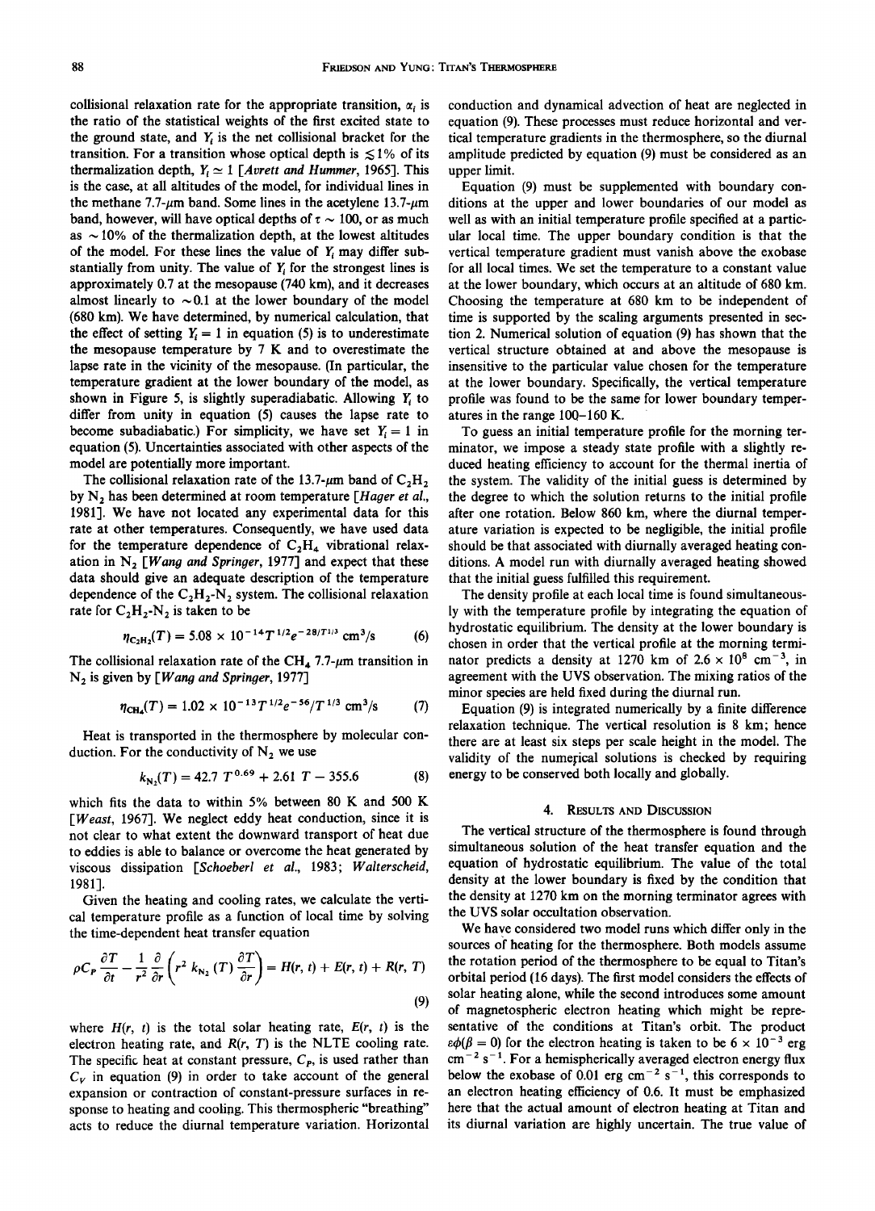collisional relaxation rate for the appropriate transition, $\alpha_i$ is the ratio of the statistical weights of the first excited state to the ground state, and $Y_i$ is the net collisional bracket for the transition. For a transition whose optical depth is $\lesssim 1\%$ of its thermalization depth, $Y_i \simeq 1$ [*Avrett and Hummer*, 1965]. This is the case, at all altitudes of the model, for individual lines in the methane 7.7-$\mu$m band. Some lines in the acetylene 13.7-$\mu$m band, however, will have optical depths of $\tau \sim 100$, or as much as $\sim 10\%$ of the thermalization depth, at the lowest altitudes of the model. For these lines the value of $Y_i$ may differ substantially from unity. The value of $Y_i$ for the strongest lines is approximately 0.7 at the mesopause (740 km), and it decreases almost linearly to $\sim 0.1$ at the lower boundary of the model (680 km). We have determined, by numerical calculation, that the effect of setting $Y_i = 1$ in equation (5) is to underestimate the mesopause temperature by 7 K and to overestimate the lapse rate in the vicinity of the mesopause. (In particular, the temperature gradient at the lower boundary of the model, as shown in Figure 5, is slightly superadiabatic. Allowing $Y_i$ to differ from unity in equation (5) causes the lapse rate to become subadiabatic.) For simplicity, we have set $Y_i = 1$ in equation (5). Uncertainties associated with other aspects of the model are potentially more important.

The collisional relaxation rate of the 13.7-$\mu$m band of $C_2H_2$ by $N_2$ has been determined at room temperature [*Hager et al.*, 1981]. We have not located any experimental data for this rate at other temperatures. Consequently, we have used data for the temperature dependence of $C_2H_4$ vibrational relaxation in $N_2$ [*Wang and Springer*, 1977] and expect that these data should give an adequate description of the temperature dependence of the $C_2H_2$-$N_2$ system. The collisional relaxation rate for $C_2H_2$-$N_2$ is taken to be

$$\eta_{C_2H_2}(T) = 5.08 \times 10^{-14} T^{1/2} e^{-28/T^{1/3}} \text{ cm}^3/\text{s} \tag{6}$$

The collisional relaxation rate of the $CH_4$ 7.7-$\mu$m transition in $N_2$ is given by [*Wang and Springer*, 1977]

$$\eta_{CH_4}(T) = 1.02 \times 10^{-13} T^{1/2} e^{-56/T^{1/3}} \text{ cm}^3/\text{s} \tag{7}$$

Heat is transported in the thermosphere by molecular conduction. For the conductivity of $N_2$ we use

$$k_{N_2}(T) = 42.7\, T^{0.69} + 2.61\, T - 355.6 \tag{8}$$

which fits the data to within 5% between 80 K and 500 K [*Weast*, 1967]. We neglect eddy heat conduction, since it is not clear to what extent the downward transport of heat due to eddies is able to balance or overcome the heat generated by viscous dissipation [*Schoeberl et al.*, 1983; *Walterscheid*, 1981].

Given the heating and cooling rates, we calculate the vertical temperature profile as a function of local time by solving the time-dependent heat transfer equation

$$\rho C_P \frac{\partial T}{\partial t} - \frac{1}{r^2} \frac{\partial}{\partial r}\left(r^2 k_{N_2}(T) \frac{\partial T}{\partial r}\right) = H(r, t) + E(r, t) + R(r, T) \tag{9}$$

where $H(r, t)$ is the total solar heating rate, $E(r, t)$ is the electron heating rate, and $R(r, T)$ is the NLTE cooling rate. The specific heat at constant pressure, $C_P$, is used rather than $C_V$ in equation (9) in order to take account of the general expansion or contraction of constant-pressure surfaces in response to heating and cooling. This thermospheric "breathing" acts to reduce the diurnal temperature variation. Horizontal conduction and dynamical advection of heat are neglected in equation (9). These processes must reduce horizontal and vertical temperature gradients in the thermosphere, so the diurnal amplitude predicted by equation (9) must be considered as an upper limit.

Equation (9) must be supplemented with boundary conditions at the upper and lower boundaries of our model as well as with an initial temperature profile specified at a particular local time. The upper boundary condition is that the vertical temperature gradient must vanish above the exobase for all local times. We set the temperature to a constant value at the lower boundary, which occurs at an altitude of 680 km. Choosing the temperature at 680 km to be independent of time is supported by the scaling arguments presented in section 2. Numerical solution of equation (9) has shown that the vertical structure obtained at and above the mesopause is insensitive to the particular value chosen for the temperature at the lower boundary. Specifically, the vertical temperature profile was found to be the same for lower boundary temperatures in the range 100–160 K.

To guess an initial temperature profile for the morning terminator, we impose a steady state profile with a slightly reduced heating efficiency to account for the thermal inertia of the system. The validity of the initial guess is determined by the degree to which the solution returns to the initial profile after one rotation. Below 860 km, where the diurnal temperature variation is expected to be negligible, the initial profile should be that associated with diurnally averaged heating conditions. A model run with diurnally averaged heating showed that the initial guess fulfilled this requirement.

The density profile at each local time is found simultaneously with the temperature profile by integrating the equation of hydrostatic equilibrium. The density at the lower boundary is chosen in order that the vertical profile at the morning terminator predicts a density at 1270 km of $2.6 \times 10^8$ cm$^{-3}$, in agreement with the UVS observation. The mixing ratios of the minor species are held fixed during the diurnal run.

Equation (9) is integrated numerically by a finite difference relaxation technique. The vertical resolution is 8 km; hence there are at least six steps per scale height in the model. The validity of the numerical solutions is checked by requiring energy to be conserved both locally and globally.

## 4. Results and Discussion

The vertical structure of the thermosphere is found through simultaneous solution of the heat transfer equation and the equation of hydrostatic equilibrium. The value of the total density at the lower boundary is fixed by the condition that the density at 1270 km on the morning terminator agrees with the UVS solar occultation observation.

We have considered two model runs which differ only in the sources of heating for the thermosphere. Both models assume the rotation period of the thermosphere to be equal to Titan's orbital period (16 days). The first model considers the effects of solar heating alone, while the second introduces some amount of magnetospheric electron heating which might be representative of the conditions at Titan's orbit. The product $\varepsilon\phi(\beta = 0)$ for the electron heating is taken to be $6 \times 10^{-3}$ erg cm$^{-2}$ s$^{-1}$. For a hemispherically averaged electron energy flux below the exobase of 0.01 erg cm$^{-2}$ s$^{-1}$, this corresponds to an electron heating efficiency of 0.6. It must be emphasized here that the actual amount of electron heating at Titan and its diurnal variation are highly uncertain. The true value of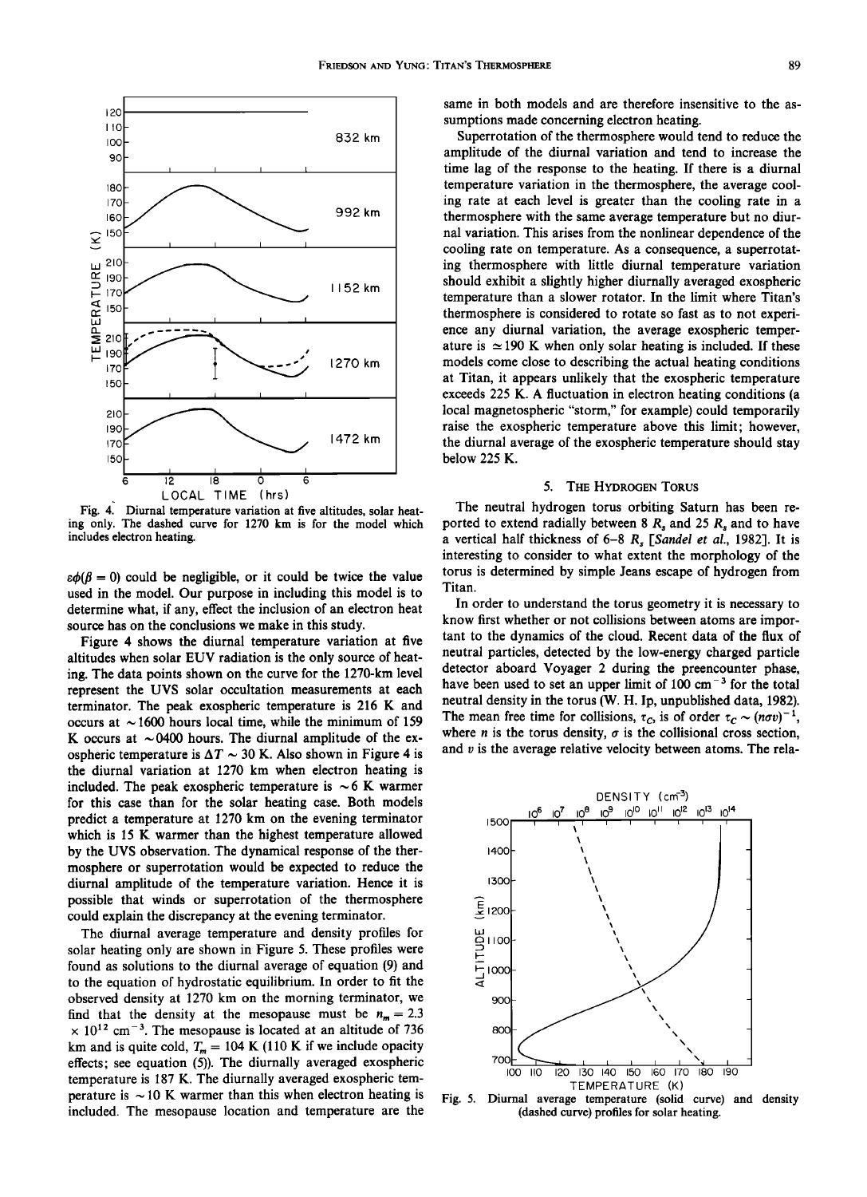Fig. 4. Diurnal temperature variation at five altitudes, solar heating only. The dashed curve for 1270 km is for the model which includes electron heating.

$\varepsilon\phi(\beta = 0)$ could be negligible, or it could be twice the value used in the model. Our purpose in including this model is to determine what, if any, effect the inclusion of an electron heat source has on the conclusions we make in this study.

Figure 4 shows the diurnal temperature variation at five altitudes when solar EUV radiation is the only source of heating. The data points shown on the curve for the 1270-km level represent the UVS solar occultation measurements at each terminator. The peak exospheric temperature is 216 K and occurs at ~1600 hours local time, while the minimum of 159 K occurs at ~0400 hours. The diurnal amplitude of the exospheric temperature is $\Delta T \sim 30$ K. Also shown in Figure 4 is the diurnal variation at 1270 km when electron heating is included. The peak exospheric temperature is ~6 K warmer for this case than for the solar heating case. Both models predict a temperature at 1270 km on the evening terminator which is 15 K warmer than the highest temperature allowed by the UVS observation. The dynamical response of the thermosphere or superrotation would be expected to reduce the diurnal amplitude of the temperature variation. Hence it is possible that winds or superrotation of the thermosphere could explain the discrepancy at the evening terminator.

The diurnal average temperature and density profiles for solar heating only are shown in Figure 5. These profiles were found as solutions to the diurnal average of equation (9) and to the equation of hydrostatic equilibrium. In order to fit the observed density at 1270 km on the morning terminator, we find that the density at the mesopause must be $n_m = 2.3 \times 10^{12}$ cm$^{-3}$. The mesopause is located at an altitude of 736 km and is quite cold, $T_m = 104$ K (110 K if we include opacity effects; see equation (5)). The diurnally averaged exospheric temperature is 187 K. The diurnally averaged exospheric temperature is ~10 K warmer than this when electron heating is included. The mesopause location and temperature are the same in both models and are therefore insensitive to the assumptions made concerning electron heating.

Superrotation of the thermosphere would tend to reduce the amplitude of the diurnal variation and tend to increase the time lag of the response to the heating. If there is a diurnal temperature variation in the thermosphere, the average cooling rate at each level is greater than the cooling rate in a thermosphere with the same average temperature but no diurnal variation. This arises from the nonlinear dependence of the cooling rate on temperature. As a consequence, a superrotating thermosphere with little diurnal temperature variation should exhibit a slightly higher diurnally averaged exospheric temperature than a slower rotator. In the limit where Titan's thermosphere is considered to rotate so fast as to not experience any diurnal variation, the average exospheric temperature is $\simeq 190$ K when only solar heating is included. If these models come close to describing the actual heating conditions at Titan, it appears unlikely that the exospheric temperature exceeds 225 K. A fluctuation in electron heating conditions (a local magnetospheric "storm," for example) could temporarily raise the exospheric temperature above this limit; however, the diurnal average of the exospheric temperature should stay below 225 K.

## 5. The Hydrogen Torus

The neutral hydrogen torus orbiting Saturn has been reported to extend radially between 8 $R_s$ and 25 $R_s$ and to have a vertical half thickness of 6–8 $R_s$ [*Sandel et al.*, 1982]. It is interesting to consider to what extent the morphology of the torus is determined by simple Jeans escape of hydrogen from Titan.

In order to understand the torus geometry it is necessary to know first whether or not collisions between atoms are important to the dynamics of the cloud. Recent data of the flux of neutral particles, detected by the low-energy charged particle detector aboard Voyager 2 during the preencounter phase, have been used to set an upper limit of 100 cm$^{-3}$ for the total neutral density in the torus (W. H. Ip, unpublished data, 1982). The mean free time for collisions, $\tau_C$, is of order $\tau_C \sim (n\sigma v)^{-1}$, where $n$ is the torus density, $\sigma$ is the collisional cross section, and $v$ is the average relative velocity between atoms. The rela-

Fig. 5. Diurnal average temperature (solid curve) and density (dashed curve) profiles for solar heating.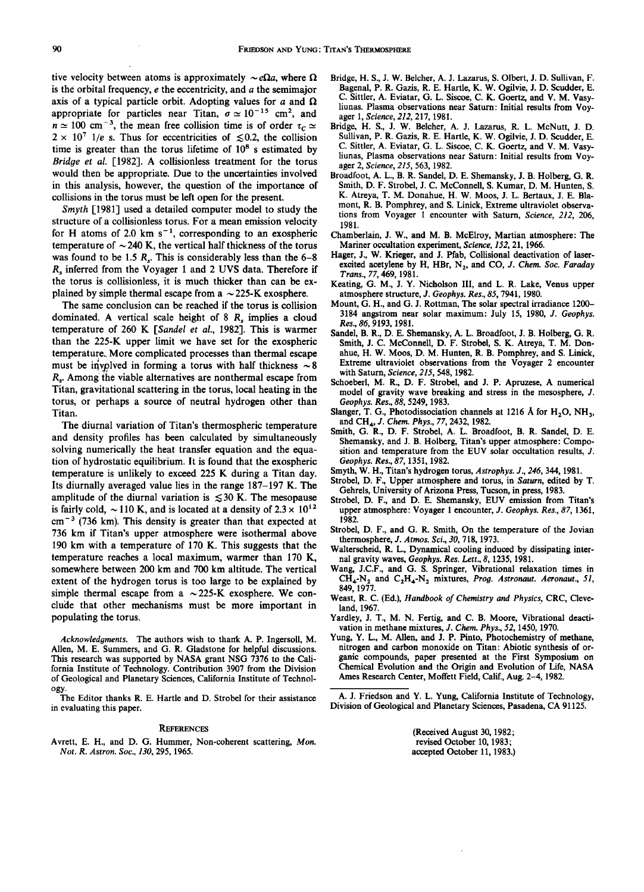tive velocity between atoms is approximately $\sim e\Omega a$, where $\Omega$ is the orbital frequency, $e$ the eccentricity, and $a$ the semimajor axis of a typical particle orbit. Adopting values for $a$ and $\Omega$ appropriate for particles near Titan, $\sigma \simeq 10^{-15}$ cm$^2$, and $n \simeq 100$ cm$^{-3}$, the mean free collision time is of order $\tau_C \simeq 2 \times 10^7$ $1/e$ s. Thus for eccentricities of $\lesssim 0.2$, the collision time is greater than the torus lifetime of $10^8$ s estimated by *Bridge et al.* [1982]. A collisionless treatment for the torus would then be appropriate. Due to the uncertainties involved in this analysis, however, the question of the importance of collisions in the torus must be left open for the present.

*Smyth* [1981] used a detailed computer model to study the structure of a collisionless torus. For a mean emission velocity for H atoms of 2.0 km s$^{-1}$, corresponding to an exospheric temperature of $\sim 240$ K, the vertical half thickness of the torus was found to be 1.5 $R_s$. This is considerably less than the 6–8 $R_s$ inferred from the Voyager 1 and 2 UVS data. Therefore if the torus is collisionless, it is much thicker than can be explained by simple thermal escape from a $\sim 225$-K exosphere.

The same conclusion can be reached if the torus is collision dominated. A vertical scale height of 8 $R_s$ implies a cloud temperature of 260 K [*Sandel et al.*, 1982]. This is warmer than the 225-K upper limit we have set for the exospheric temperature. More complicated processes than thermal escape must be involved in forming a torus with half thickness $\sim 8$ $R_s$. Among the viable alternatives are nonthermal escape from Titan, gravitational scattering in the torus, local heating in the torus, or perhaps a source of neutral hydrogen other than Titan.

The diurnal variation of Titan's thermospheric temperature and density profiles has been calculated by simultaneously solving numerically the heat transfer equation and the equation of hydrostatic equilibrium. It is found that the exospheric temperature is unlikely to exceed 225 K during a Titan day. Its diurnally averaged value lies in the range 187–197 K. The amplitude of the diurnal variation is $\lesssim 30$ K. The mesopause is fairly cold, $\sim 110$ K, and is located at a density of $2.3 \times 10^{12}$ cm$^{-3}$ (736 km). This density is greater than that expected at 736 km if Titan's upper atmosphere were isothermal above 190 km with a temperature of 170 K. This suggests that the temperature reaches a local maximum, warmer than 170 K, somewhere between 200 km and 700 km altitude. The vertical extent of the hydrogen torus is too large to be explained by simple thermal escape from a $\sim 225$-K exosphere. We conclude that other mechanisms must be more important in populating the torus.

*Acknowledgments.* The authors wish to thank A. P. Ingersoll, M. Allen, M. E. Summers, and G. R. Gladstone for helpful discussions. This research was supported by NASA grant NSG 7376 to the California Institute of Technology. Contribution 3907 from the Division of Geological and Planetary Sciences, California Institute of Technology.

The Editor thanks R. E. Hartle and D. Strobel for their assistance in evaluating this paper.

## References

Avrett, E. H., and D. G. Hummer, Non-coherent scattering, *Mon. Not. R. Astron. Soc.*, *130*, 295, 1965.

Bridge, H. S., J. W. Belcher, A. J. Lazarus, S. Olbert, J. D. Sullivan, F. Bagenal, P. R. Gazis, R. E. Hartle, K. W. Ogilvie, J. D. Scudder, E. C. Sittler, A. Eviatar, G. L. Siscoe, C. K. Goertz, and V. M. Vasyliunas, Plasma observations near Saturn: Initial results from Voyager 1, *Science*, *212*, 217, 1981.

Bridge, H. S., J. W. Belcher, A. J. Lazarus, R. L. McNutt, J. D. Sullivan, P. R. Gazis, R. E. Hartle, K. W. Ogilvie, J. D. Scudder, E. C. Sittler, A. Eviatar, G. L. Siscoe, C. K. Goertz, and V. M. Vasyliunas, Plasma observations near Saturn: Initial results from Voyager 2, *Science*, *215*, 563, 1982.

Broadfoot, A. L., B. R. Sandel, D. E. Shemansky, J. B. Holberg, G. R. Smith, D. F. Strobel, J. C. McConnell, S. Kumar, D. M. Hunten, S. K. Atreya, T. M. Donahue, H. W. Moos, J. L. Bertaux, J. E. Blamont, R. B. Pomphrey, and S. Linick, Extreme ultraviolet observations from Voyager 1 encounter with Saturn, *Science*, *212*, 206, 1981.

Chamberlain, J. W., and M. B. McElroy, Martian atmosphere: The Mariner occultation experiment, *Science*, *152*, 21, 1966.

Hager, J., W. Krieger, and J. Pfab, Collisional deactivation of laser-excited acetylene by H, HBr, $N_2$, and CO, *J. Chem. Soc. Faraday Trans.*, *77*, 469, 1981.

Keating, G. M., J. Y. Nicholson III, and L. R. Lake, Venus upper atmosphere structure, *J. Geophys. Res.*, *85*, 7941, 1980.

Mount, G. H., and G. J. Rottman, The solar spectral irradiance 1200–3184 angstrom near solar maximum: July 15, 1980, *J. Geophys. Res.*, *86*, 9193, 1981.

Sandel, B. R., D. E. Shemansky, A. L. Broadfoot, J. B. Holberg, G. R. Smith, J. C. McConnell, D. F. Strobel, S. K. Atreya, T. M. Donahue, H. W. Moos, D. M. Hunten, R. B. Pomphrey, and S. Linick, Extreme ultraviolet observations from the Voyager 2 encounter with Saturn, *Science*, *215*, 548, 1982.

Schoeberl, M. R., D. F. Strobel, and J. P. Apruzese, A numerical model of gravity wave breaking and stress in the mesosphere, *J. Geophys. Res.*, *88*, 5249, 1983.

Slanger, T. G., Photodissociation channels at 1216 Å for $H_2O$, $NH_3$, and $CH_4$, *J. Chem. Phys.*, *77*, 2432, 1982.

Smith, G. R., D. F. Strobel, A. L. Broadfoot, B. R. Sandel, D. E. Shemansky, and J. B. Holberg, Titan's upper atmosphere: Composition and temperature from the EUV solar occultation results, *J. Geophys. Res.*, *87*, 1351, 1982.

Smyth, W. H., Titan's hydrogen torus, *Astrophys. J.*, *246*, 344, 1981.

Strobel, D. F., Upper atmosphere and torus, in *Saturn*, edited by T. Gehrels, University of Arizona Press, Tucson, in press, 1983.

Strobel, D. F., and D. E. Shemansky, EUV emission from Titan's upper atmosphere: Voyager 1 encounter, *J. Geophys. Res.*, *87*, 1361, 1982.

Strobel, D. F., and G. R. Smith, On the temperature of the Jovian thermosphere, *J. Atmos. Sci.*, *30*, 718, 1973.

Walterscheid, R. L., Dynamical cooling induced by dissipating internal gravity waves, *Geophys. Res. Lett.*, *8*, 1235, 1981.

Wang, J.C.F., and G. S. Springer, Vibrational relaxation times in $CH_4$-$N_2$ and $C_2H_4$-$N_2$ mixtures, *Prog. Astronaut. Aeronaut.*, *51*, 849, 1977.

Weast, R. C. (Ed.), *Handbook of Chemistry and Physics*, CRC, Cleveland, 1967.

Yardley, J. T., M. N. Fertig, and C. B. Moore, Vibrational deactivation in methane mixtures, *J. Chem. Phys.*, *52*, 1450, 1970.

Yung, Y. L., M. Allen, and J. P. Pinto, Photochemistry of methane, nitrogen and carbon monoxide on Titan: Abiotic synthesis of organic compounds, paper presented at the First Symposium on Chemical Evolution and the Origin and Evolution of Life, NASA Ames Research Center, Moffett Field, Calif., Aug. 2–4, 1982.

A. J. Friedson and Y. L. Yung, California Institute of Technology, Division of Geological and Planetary Sciences, Pasadena, CA 91125.

(Received August 30, 1982;
revised October 10, 1983;
accepted October 11, 1983.)